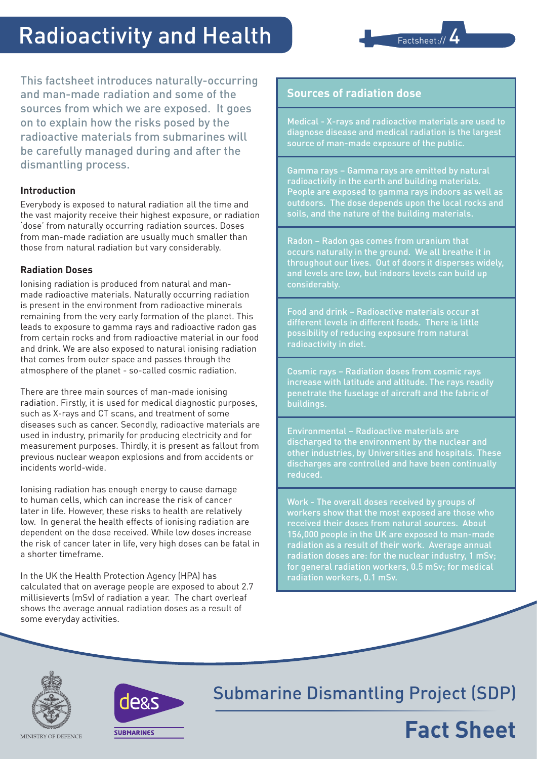# Radioactivity and Health

Factsheet:// 4

This factsheet introduces naturally-occurring and man-made radiation and some of the sources from which we are exposed. It goes on to explain how the risks posed by the radioactive materials from submarines will be carefully managed during and after the dismantling process.

### Introduction

Everybody is exposed to natural radiation all the time and the vast majority receive their highest exposure, or radiation 'dose' from naturally occurring radiation sources. Doses from man-made radiation are usually much smaller than those from natural radiation but vary considerably.

### Radiation Doses

Ionising radiation is produced from natural and man-made radioactive materials. Naturally occurring radiation is present in the environment from radioactive minerals remaining from the very early formation of the planet. This leads to exposure to gamma rays and radioactive radon gas from certain rocks and from radioactive material in our food and drink. We are also exposed to natural ionising radiation that comes from outer space and passes through the atmosphere of the planet - so-called cosmic radiation.

There are three main sources of man-made ionising radiation. Firstly, it is used for medical diagnostic purposes, such as X-rays and CT scans, and treatment of some diseases such as cancer. Secondly, radioactive materials are used in industry, primarily for producing electricity and for measurement purposes. Thirdly, it is present as fallout from previous nuclear weapon explosions and from accidents or incidents world-wide.

Ionising radiation has enough energy to cause damage to human cells, which can increase the risk of cancer later in life. However, these risks to health are relatively low. In general the health effects of ionising radiation are dependent on the dose received. While low doses increase the risk of cancer later in life, very high doses can be fatal in a shorter timeframe.

In the UK the Health Protection Agency (HPA) has calculated that on average people are exposed to about 2.7 millisieverts (mSv) of radiation a year. The chart overleaf shows the average annual radiation doses as a result of some everyday activities.

### Sources of radiation dose

Medical - X-rays and radioactive materials are used to diagnose disease and medical radiation is the largest source of man-made exposure of the public.

Gamma rays – Gamma rays are emitted by natural radioactivity in the earth and building materials. People are exposed to gamma rays indoors as well as outdoors. The dose depends upon the local rocks and soils, and the nature of the building materials.

Radon – Radon gas comes from uranium that occurs naturally in the ground. We all breathe it in throughout our lives. Out of doors it disperses widely, and levels are low, but indoors levels can build up considerably.

Food and drink – Radioactive materials occur at different levels in different foods. There is little possibility of reducing exposure from natural radioactivity in diet.

Cosmic rays – Radiation doses from cosmic rays increase with latitude and altitude. The rays readily penetrate the fuselage of aircraft and the fabric of buildings.

Environmental – Radioactive materials are discharged to the environment by the nuclear and other industries, by Universities and hospitals. These discharges are controlled and have been continually reduced.

Work - The overall doses received by groups of workers show that the most exposed are those who received their doses from natural sources. About 156,000 people in the UK are exposed to man-made radiation as a result of their work. Average annual radiation doses are: for the nuclear industry, 1 mSv; for general radiation workers, 0.5 mSv; for medical radiation workers, 0.1 mSv.

MINISTRY OF DEFENCE

de&s SUBMARINES

Submarine Dismantling Project (SDP)

**Fact Sheet**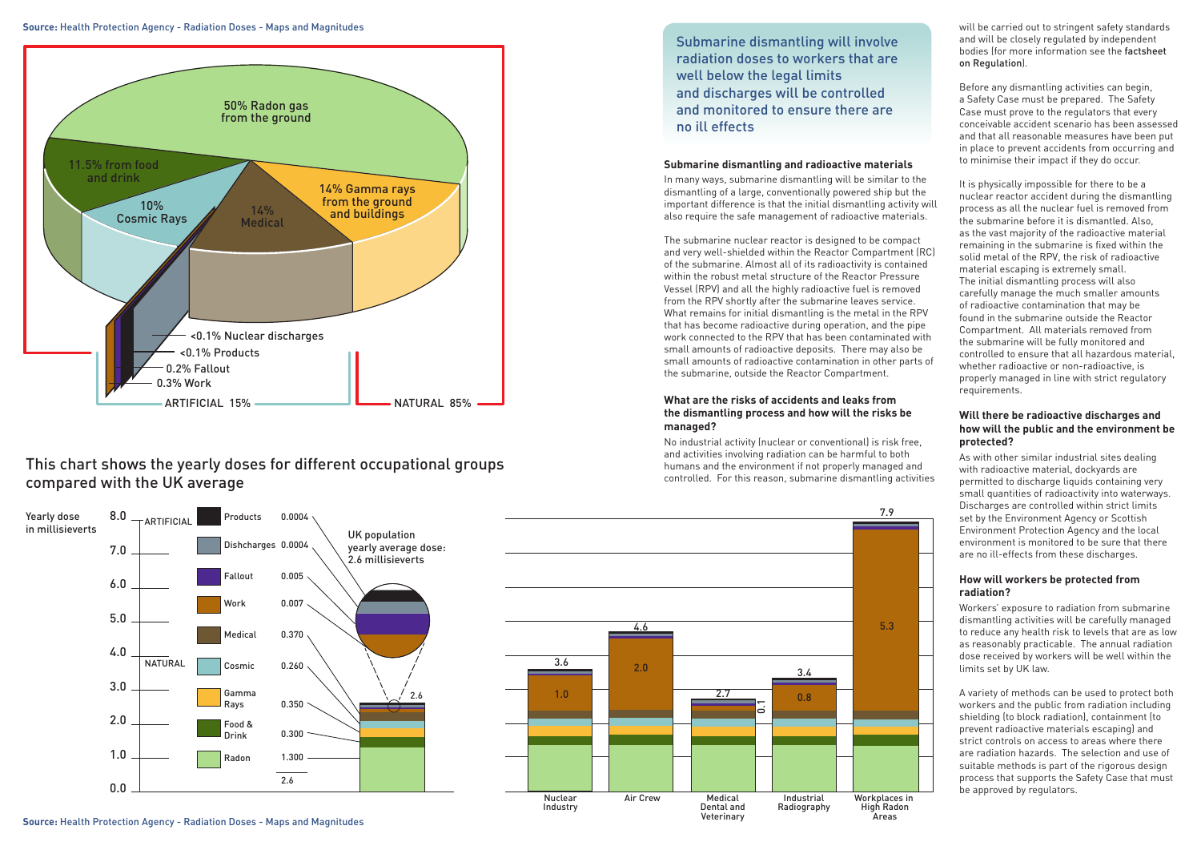**Source:** Health Protection Agency - Radiation Doses - Maps and Magnitudes

- 50% Radon gas from the ground
- 11.5% from food and drink
- 10% Cosmic Rays
- 14% Medical
- 14% Gamma rays from the ground and buildings
- <0.1% Nuclear discharges
- <0.1% Products
- 0.2% Fallout
- 0.3% Work

ARTIFICIAL 15% — NATURAL 85%

## This chart shows the yearly doses for different occupational groups compared with the UK average

Yearly dose in millisieverts

| Source | Dose |
|---|---|
| **ARTIFICIAL** | |
| Products | 0.0004 |
| Dishcharges | 0.0004 |
| Fallout | 0.005 |
| Work | 0.007 |
| **NATURAL** | |
| Medical | 0.370 |
| Cosmic | 0.260 |
| Gamma Rays | 0.350 |
| Food & Drink | 0.300 |
| Radon | 1.300 |
| | 2.6 |

UK population yearly average dose: 2.6 millisieverts

| Occupational group | Total yearly dose | Work dose |
|---|---|---|
| Nuclear Industry | 3.6 | 1.0 |
| Air Crew | 4.6 | 2.0 |
| Medical Dental and Veterinary | 2.7 | 0.1 |
| Industrial Radiography | 3.4 | 0.8 |
| Workplaces in High Radon Areas | 7.9 | 5.3 |

**Source:** Health Protection Agency - Radiation Doses - Maps and Magnitudes

Submarine dismantling will involve radiation doses to workers that are well below the legal limits and discharges will be controlled and monitored to ensure there are no ill effects

### Submarine dismantling and radioactive materials

In many ways, submarine dismantling will be similar to the dismantling of a large, conventionally powered ship but the important difference is that the initial dismantling activity will also require the safe management of radioactive materials.

The submarine nuclear reactor is designed to be compact and very well-shielded within the Reactor Compartment (RC) of the submarine. Almost all of its radioactivity is contained within the robust metal structure of the Reactor Pressure Vessel (RPV) and all the highly radioactive fuel is removed from the RPV shortly after the submarine leaves service. What remains for initial dismantling is the metal in the RPV that has become radioactive during operation, and the pipe work connected to the RPV that has been contaminated with small amounts of radioactive deposits. There may also be small amounts of radioactive contamination in other parts of the submarine, outside the Reactor Compartment.

### What are the risks of accidents and leaks from the dismantling process and how will the risks be managed?

No industrial activity (nuclear or conventional) is risk free, and activities involving radiation can be harmful to both humans and the environment if not properly managed and controlled. For this reason, submarine dismantling activities will be carried out to stringent safety standards and will be closely regulated by independent bodies (for more information see the factsheet on Regulation).

Before any dismantling activities can begin, a Safety Case must be prepared. The Safety Case must prove to the regulators that every conceivable accident scenario has been assessed and that all reasonable measures have been put in place to prevent accidents from occurring and to minimise their impact if they do occur.

It is physically impossible for there to be a nuclear reactor accident during the dismantling process as all the nuclear fuel is removed from the submarine before it is dismantled. Also, as the vast majority of the radioactive material remaining in the submarine is fixed within the solid metal of the RPV, the risk of radioactive material escaping is extremely small. The initial dismantling process will also carefully manage the much smaller amounts of radioactive contamination that may be found in the submarine outside the Reactor Compartment. All materials removed from the submarine will be fully monitored and controlled to ensure that all hazardous material, whether radioactive or non-radioactive, is properly managed in line with strict regulatory requirements.

### Will there be radioactive discharges and how will the public and the environment be protected?

As with other similar industrial sites dealing with radioactive material, dockyards are permitted to discharge liquids containing very small quantities of radioactivity into waterways. Discharges are controlled within strict limits set by the Environment Agency or Scottish Environment Protection Agency and the local environment is monitored to be sure that there are no ill-effects from these discharges.

### How will workers be protected from radiation?

Workers' exposure to radiation from submarine dismantling activities will be carefully managed to reduce any health risk to levels that are as low as reasonably practicable. The annual radiation dose received by workers will be well within the limits set by UK law.

A variety of methods can be used to protect both workers and the public from radiation including shielding (to block radiation), containment (to prevent radioactive materials escaping) and strict controls on access to areas where there are radiation hazards. The selection and use of suitable methods is part of the rigorous design process that supports the Safety Case that must be approved by regulators.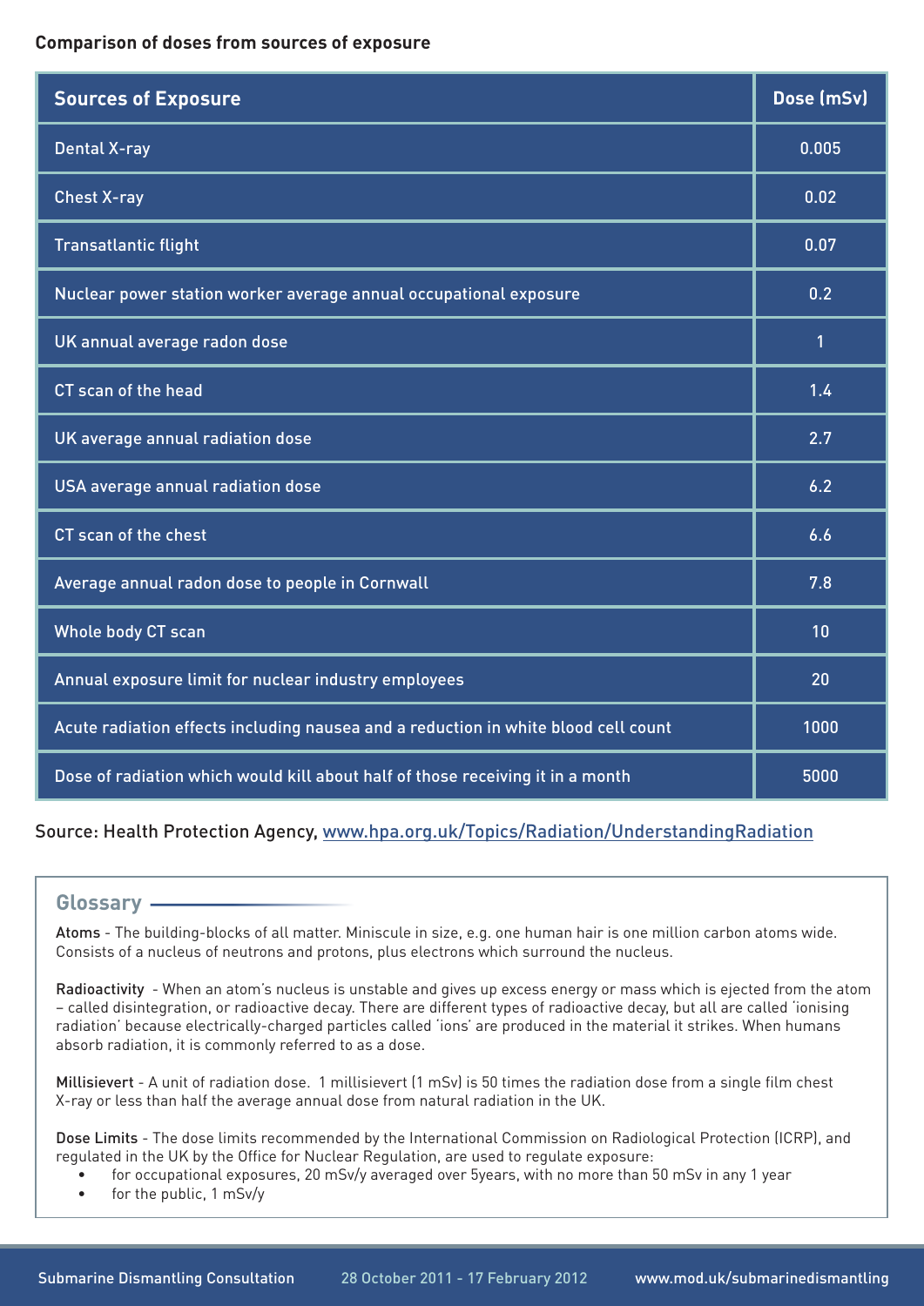**Comparison of doses from sources of exposure**

| Sources of Exposure | Dose (mSv) |
|---|---|
| Dental X-ray | 0.005 |
| Chest X-ray | 0.02 |
| Transatlantic flight | 0.07 |
| Nuclear power station worker average annual occupational exposure | 0.2 |
| UK annual average radon dose | 1 |
| CT scan of the head | 1.4 |
| UK average annual radiation dose | 2.7 |
| USA average annual radiation dose | 6.2 |
| CT scan of the chest | 6.6 |
| Average annual radon dose to people in Cornwall | 7.8 |
| Whole body CT scan | 10 |
| Annual exposure limit for nuclear industry employees | 20 |
| Acute radiation effects including nausea and a reduction in white blood cell count | 1000 |
| Dose of radiation which would kill about half of those receiving it in a month | 5000 |

Source: Health Protection Agency, www.hpa.org.uk/Topics/Radiation/UnderstandingRadiation

## Glossary

**Atoms** - The building-blocks of all matter. Miniscule in size, e.g. one human hair is one million carbon atoms wide. Consists of a nucleus of neutrons and protons, plus electrons which surround the nucleus.

**Radioactivity** - When an atom's nucleus is unstable and gives up excess energy or mass which is ejected from the atom – called disintegration, or radioactive decay. There are different types of radioactive decay, but all are called 'ionising radiation' because electrically-charged particles called 'ions' are produced in the material it strikes. When humans absorb radiation, it is commonly referred to as a dose.

**Millisievert** - A unit of radiation dose. 1 millisievert (1 mSv) is 50 times the radiation dose from a single film chest X-ray or less than half the average annual dose from natural radiation in the UK.

**Dose Limits** - The dose limits recommended by the International Commission on Radiological Protection (ICRP), and regulated in the UK by the Office for Nuclear Regulation, are used to regulate exposure:

- for occupational exposures, 20 mSv/y averaged over 5years, with no more than 50 mSv in any 1 year
- for the public, 1 mSv/y